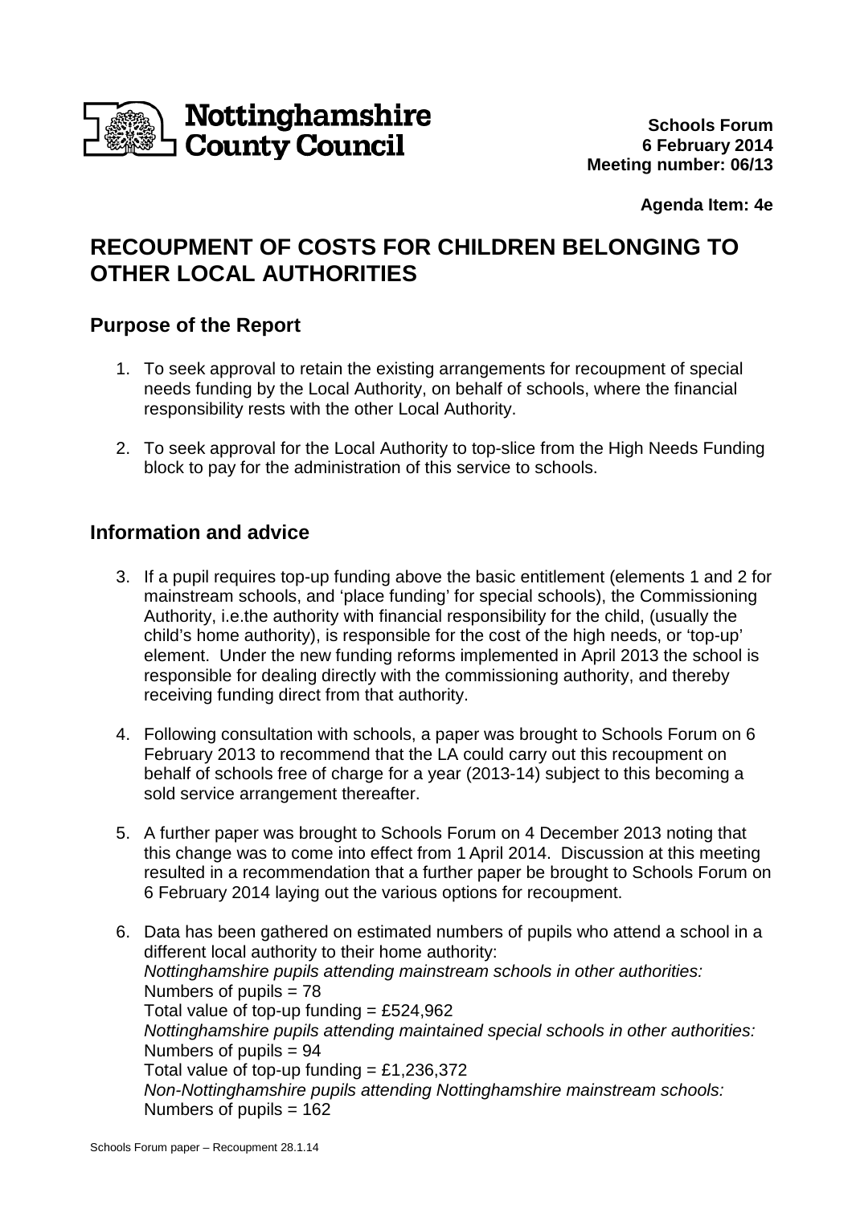Nottinghamshire County Council

**Schools Forum**
**6 February 2014**
**Meeting number: 06/13**

**Agenda Item: 4e**

# RECOUPMENT OF COSTS FOR CHILDREN BELONGING TO OTHER LOCAL AUTHORITIES

## Purpose of the Report

1. To seek approval to retain the existing arrangements for recoupment of special needs funding by the Local Authority, on behalf of schools, where the financial responsibility rests with the other Local Authority.

2. To seek approval for the Local Authority to top-slice from the High Needs Funding block to pay for the administration of this service to schools.

## Information and advice

3. If a pupil requires top-up funding above the basic entitlement (elements 1 and 2 for mainstream schools, and 'place funding' for special schools), the Commissioning Authority, i.e.the authority with financial responsibility for the child, (usually the child's home authority), is responsible for the cost of the high needs, or 'top-up' element. Under the new funding reforms implemented in April 2013 the school is responsible for dealing directly with the commissioning authority, and thereby receiving funding direct from that authority.

4. Following consultation with schools, a paper was brought to Schools Forum on 6 February 2013 to recommend that the LA could carry out this recoupment on behalf of schools free of charge for a year (2013-14) subject to this becoming a sold service arrangement thereafter.

5. A further paper was brought to Schools Forum on 4 December 2013 noting that this change was to come into effect from 1 April 2014. Discussion at this meeting resulted in a recommendation that a further paper be brought to Schools Forum on 6 February 2014 laying out the various options for recoupment.

6. Data has been gathered on estimated numbers of pupils who attend a school in a different local authority to their home authority:
   *Nottinghamshire pupils attending mainstream schools in other authorities:*
   Numbers of pupils = 78
   Total value of top-up funding = £524,962
   *Nottinghamshire pupils attending maintained special schools in other authorities:*
   Numbers of pupils = 94
   Total value of top-up funding = £1,236,372
   *Non-Nottinghamshire pupils attending Nottinghamshire mainstream schools:*
   Numbers of pupils = 162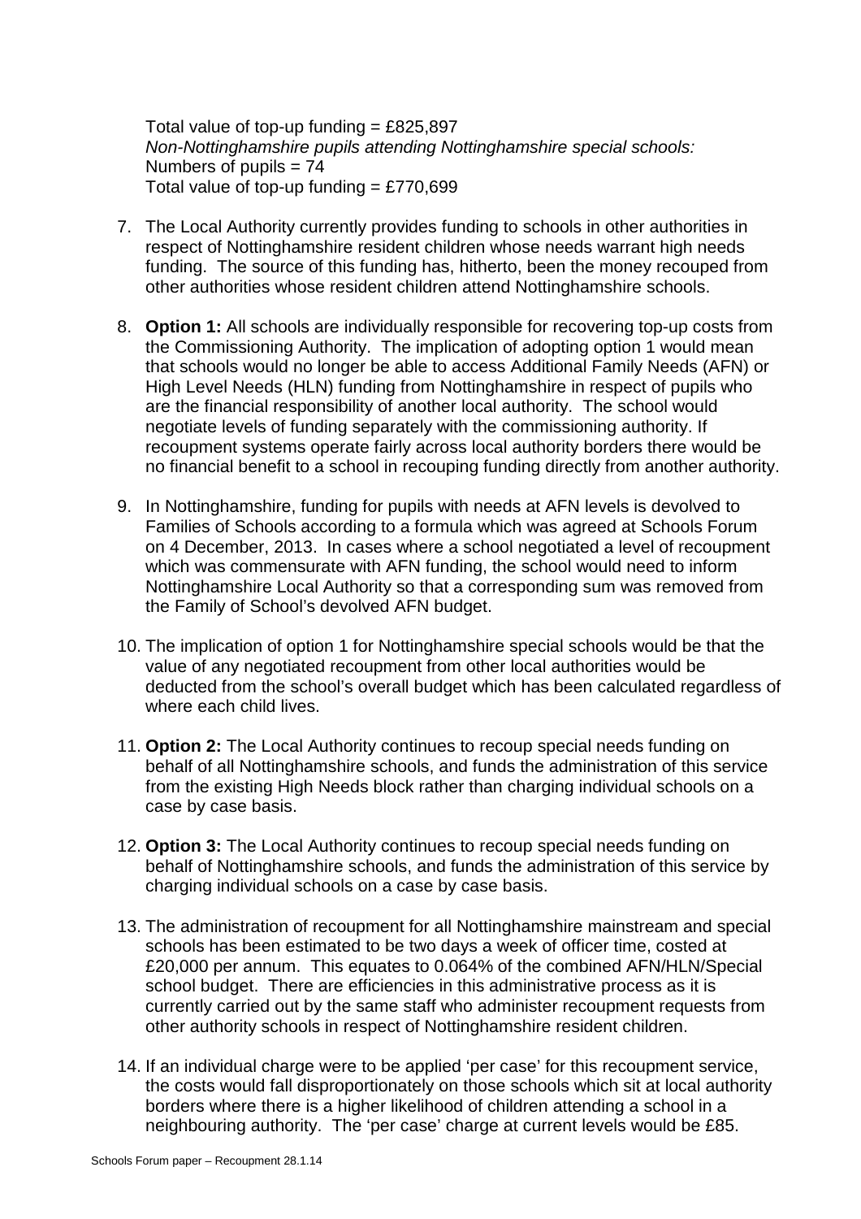Total value of top-up funding = £825,897
*Non-Nottinghamshire pupils attending Nottinghamshire special schools:*
Numbers of pupils = 74
Total value of top-up funding = £770,699

7. The Local Authority currently provides funding to schools in other authorities in respect of Nottinghamshire resident children whose needs warrant high needs funding. The source of this funding has, hitherto, been the money recouped from other authorities whose resident children attend Nottinghamshire schools.

8. **Option 1:** All schools are individually responsible for recovering top-up costs from the Commissioning Authority. The implication of adopting option 1 would mean that schools would no longer be able to access Additional Family Needs (AFN) or High Level Needs (HLN) funding from Nottinghamshire in respect of pupils who are the financial responsibility of another local authority. The school would negotiate levels of funding separately with the commissioning authority. If recoupment systems operate fairly across local authority borders there would be no financial benefit to a school in recouping funding directly from another authority.

9. In Nottinghamshire, funding for pupils with needs at AFN levels is devolved to Families of Schools according to a formula which was agreed at Schools Forum on 4 December, 2013. In cases where a school negotiated a level of recoupment which was commensurate with AFN funding, the school would need to inform Nottinghamshire Local Authority so that a corresponding sum was removed from the Family of School's devolved AFN budget.

10. The implication of option 1 for Nottinghamshire special schools would be that the value of any negotiated recoupment from other local authorities would be deducted from the school's overall budget which has been calculated regardless of where each child lives.

11. **Option 2:** The Local Authority continues to recoup special needs funding on behalf of all Nottinghamshire schools, and funds the administration of this service from the existing High Needs block rather than charging individual schools on a case by case basis.

12. **Option 3:** The Local Authority continues to recoup special needs funding on behalf of Nottinghamshire schools, and funds the administration of this service by charging individual schools on a case by case basis.

13. The administration of recoupment for all Nottinghamshire mainstream and special schools has been estimated to be two days a week of officer time, costed at £20,000 per annum. This equates to 0.064% of the combined AFN/HLN/Special school budget. There are efficiencies in this administrative process as it is currently carried out by the same staff who administer recoupment requests from other authority schools in respect of Nottinghamshire resident children.

14. If an individual charge were to be applied 'per case' for this recoupment service, the costs would fall disproportionately on those schools which sit at local authority borders where there is a higher likelihood of children attending a school in a neighbouring authority. The 'per case' charge at current levels would be £85.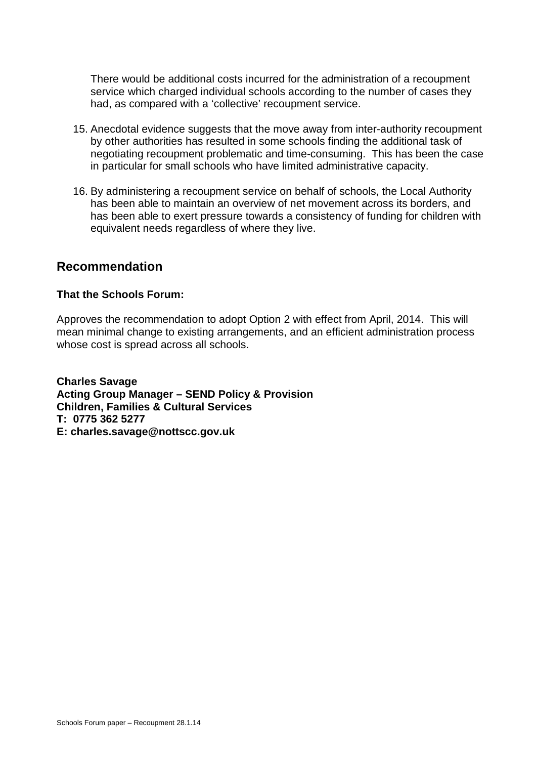There would be additional costs incurred for the administration of a recoupment service which charged individual schools according to the number of cases they had, as compared with a 'collective' recoupment service.

15. Anecdotal evidence suggests that the move away from inter-authority recoupment by other authorities has resulted in some schools finding the additional task of negotiating recoupment problematic and time-consuming. This has been the case in particular for small schools who have limited administrative capacity.

16. By administering a recoupment service on behalf of schools, the Local Authority has been able to maintain an overview of net movement across its borders, and has been able to exert pressure towards a consistency of funding for children with equivalent needs regardless of where they live.

## Recommendation

**That the Schools Forum:**

Approves the recommendation to adopt Option 2 with effect from April, 2014. This will mean minimal change to existing arrangements, and an efficient administration process whose cost is spread across all schools.

**Charles Savage**
**Acting Group Manager – SEND Policy & Provision**
**Children, Families & Cultural Services**
**T: 0775 362 5277**
**E: charles.savage@nottscc.gov.uk**